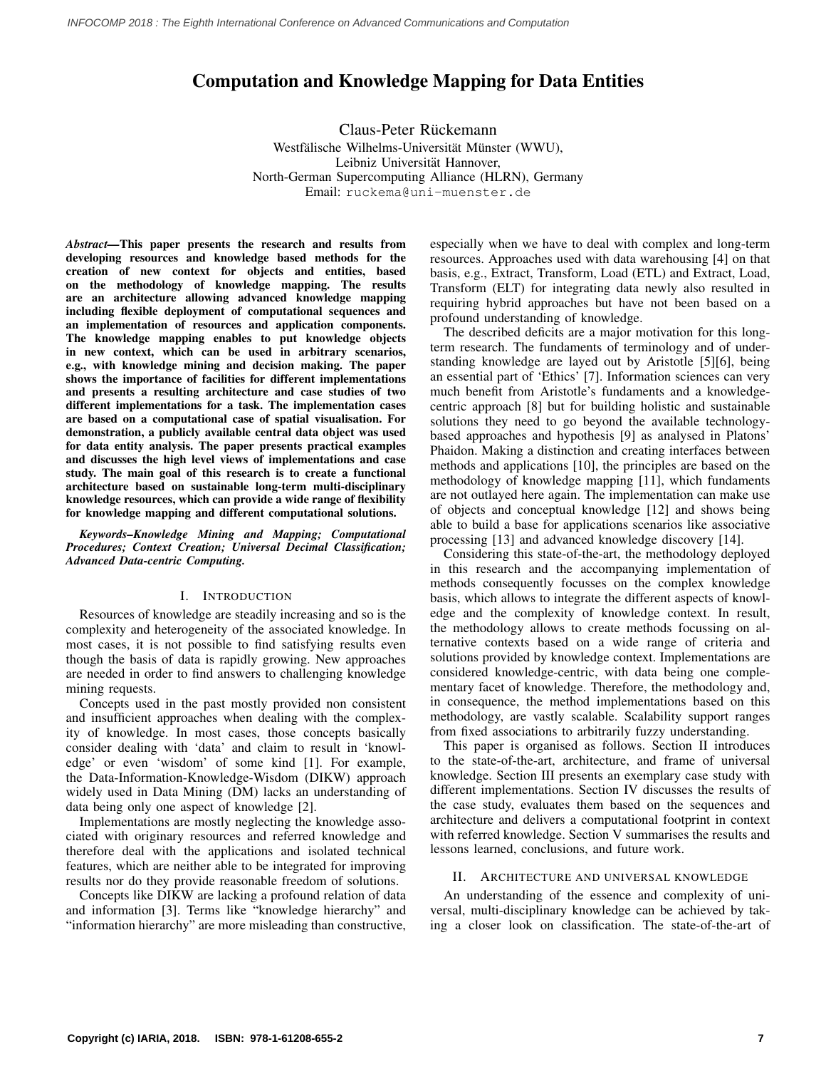# Computation and Knowledge Mapping for Data Entities

Claus-Peter Rückemann
Westfälische Wilhelms-Universität Münster (WWU),
Leibniz Universität Hannover,
North-German Supercomputing Alliance (HLRN), Germany
Email: ruckema@uni-muenster.de

***Abstract*—This paper presents the research and results from developing resources and knowledge based methods for the creation of new context for objects and entities, based on the methodology of knowledge mapping. The results are an architecture allowing advanced knowledge mapping including flexible deployment of computational sequences and an implementation of resources and application components. The knowledge mapping enables to put knowledge objects in new context, which can be used in arbitrary scenarios, e.g., with knowledge mining and decision making. The paper shows the importance of facilities for different implementations and presents a resulting architecture and case studies of two different implementations for a task. The implementation cases are based on a computational case of spatial visualisation. For demonstration, a publicly available central data object was used for data entity analysis. The paper presents practical examples and discusses the high level views of implementations and case study. The main goal of this research is to create a functional architecture based on sustainable long-term multi-disciplinary knowledge resources, which can provide a wide range of flexibility for knowledge mapping and different computational solutions.**

***Keywords*–Knowledge Mining and Mapping; Computational Procedures; Context Creation; Universal Decimal Classification; Advanced Data-centric Computing.**

## I. Introduction

Resources of knowledge are steadily increasing and so is the complexity and heterogeneity of the associated knowledge. In most cases, it is not possible to find satisfying results even though the basis of data is rapidly growing. New approaches are needed in order to find answers to challenging knowledge mining requests.

Concepts used in the past mostly provided non consistent and insufficient approaches when dealing with the complexity of knowledge. In most cases, those concepts basically consider dealing with 'data' and claim to result in 'knowledge' or even 'wisdom' of some kind [1]. For example, the Data-Information-Knowledge-Wisdom (DIKW) approach widely used in Data Mining (DM) lacks an understanding of data being only one aspect of knowledge [2].

Implementations are mostly neglecting the knowledge associated with originary resources and referred knowledge and therefore deal with the applications and isolated technical features, which are neither able to be integrated for improving results nor do they provide reasonable freedom of solutions.

Concepts like DIKW are lacking a profound relation of data and information [3]. Terms like "knowledge hierarchy" and "information hierarchy" are more misleading than constructive, especially when we have to deal with complex and long-term resources. Approaches used with data warehousing [4] on that basis, e.g., Extract, Transform, Load (ETL) and Extract, Load, Transform (ELT) for integrating data newly also resulted in requiring hybrid approaches but have not been based on a profound understanding of knowledge.

The described deficits are a major motivation for this long-term research. The fundaments of terminology and of understanding knowledge are layed out by Aristotle [5][6], being an essential part of 'Ethics' [7]. Information sciences can very much benefit from Aristotle's fundaments and a knowledge-centric approach [8] but for building holistic and sustainable solutions they need to go beyond the available technology-based approaches and hypothesis [9] as analysed in Platons' Phaidon. Making a distinction and creating interfaces between methods and applications [10], the principles are based on the methodology of knowledge mapping [11], which fundaments are not outlayed here again. The implementation can make use of objects and conceptual knowledge [12] and shows being able to build a base for applications scenarios like associative processing [13] and advanced knowledge discovery [14].

Considering this state-of-the-art, the methodology deployed in this research and the accompanying implementation of methods consequently focusses on the complex knowledge basis, which allows to integrate the different aspects of knowledge and the complexity of knowledge context. In result, the methodology allows to create methods focussing on alternative contexts based on a wide range of criteria and solutions provided by knowledge context. Implementations are considered knowledge-centric, with data being one complementary facet of knowledge. Therefore, the methodology and, in consequence, the method implementations based on this methodology, are vastly scalable. Scalability support ranges from fixed associations to arbitrarily fuzzy understanding.

This paper is organised as follows. Section II introduces to the state-of-the-art, architecture, and frame of universal knowledge. Section III presents an exemplary case study with different implementations. Section IV discusses the results of the case study, evaluates them based on the sequences and architecture and delivers a computational footprint in context with referred knowledge. Section V summarises the results and lessons learned, conclusions, and future work.

## II. Architecture and universal knowledge

An understanding of the essence and complexity of universal, multi-disciplinary knowledge can be achieved by taking a closer look on classification. The state-of-the-art of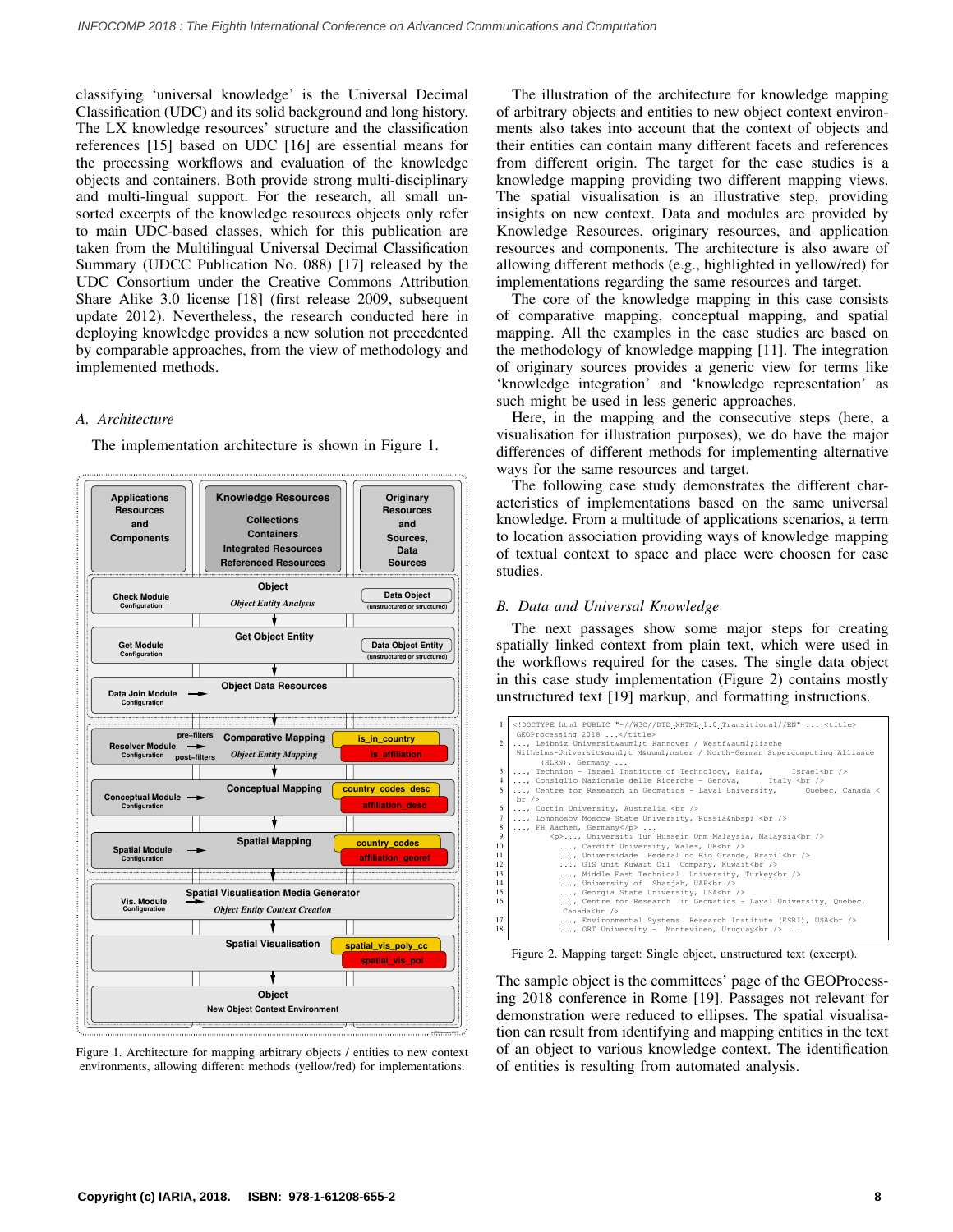classifying 'universal knowledge' is the Universal Decimal Classification (UDC) and its solid background and long history. The LX knowledge resources' structure and the classification references [15] based on UDC [16] are essential means for the processing workflows and evaluation of the knowledge objects and containers. Both provide strong multi-disciplinary and multi-lingual support. For the research, all small unsorted excerpts of the knowledge resources objects only refer to main UDC-based classes, which for this publication are taken from the Multilingual Universal Decimal Classification Summary (UDCC Publication No. 088) [17] released by the UDC Consortium under the Creative Commons Attribution Share Alike 3.0 license [18] (first release 2009, subsequent update 2012). Nevertheless, the research conducted here in deploying knowledge provides a new solution not precedented by comparable approaches, from the view of methodology and implemented methods.

### A. Architecture

The implementation architecture is shown in Figure 1.

Figure 1. Architecture for mapping arbitrary objects / entities to new context environments, allowing different methods (yellow/red) for implementations.

The illustration of the architecture for knowledge mapping of arbitrary objects and entities to new object context environments also takes into account that the context of objects and their entities can contain many different facets and references from different origin. The target for the case studies is a knowledge mapping providing two different mapping views. The spatial visualisation is an illustrative step, providing insights on new context. Data and modules are provided by Knowledge Resources, originary resources, and application resources and components. The architecture is also aware of allowing different methods (e.g., highlighted in yellow/red) for implementations regarding the same resources and target.

The core of the knowledge mapping in this case consists of comparative mapping, conceptual mapping, and spatial mapping. All the examples in the case studies are based on the methodology of knowledge mapping [11]. The integration of originary sources provides a generic view for terms like 'knowledge integration' and 'knowledge representation' as such might be used in less generic approaches.

Here, in the mapping and the consecutive steps (here, a visualisation for illustration purposes), we do have the major differences of different methods for implementing alternative ways for the same resources and target.

The following case study demonstrates the different characteristics of implementations based on the same universal knowledge. From a multitude of applications scenarios, a term to location association providing ways of knowledge mapping of textual context to space and place were choosen for case studies.

### B. Data and Universal Knowledge

The next passages show some major steps for creating spatially linked content from plain text, which were used in the workflows required for the cases. The single data object in this case study implementation (Figure 2) contains mostly unstructured text [19] markup, and formatting instructions.

```
1  <!DOCTYPE html PUBLIC "-//W3C//DTD XHTML 1.0 Transitional//EN" ... <title>
   GEOProcessing 2018 ...</title>
2  ..., Leibniz Universit&auml;t Hannover / Westf&auml;lische
   Wilhelms-Universit&auml;t M&uuml;nster / North-German Supercomputing Alliance
      (HLRN), Germany ...
3  ..., Technion - Israel Institute of Technology, Haifa,      Israel<br />
4  ..., Consiglio Nazionale delle Ricerche - Genova,      Italy <br />
5  ..., Centre for Research in Geomatics - Laval University,      Quebec, Canada <
   br />
6  ..., Curtin University, Australia <br />
7  ..., Lomonosov Moscow State University, Russia&nbsp; <br />
8  ..., FH Aachen, Germany</p> ...
9          <p>..., Universiti Tun Hussein Onm Malaysia, Malaysia<br />
10           ..., Cardiff University, Wales, UK<br />
11           ..., Universidade  Federal do Rio Grande, Brazil<br />
12           ..., GIS unit Kuwait Oil  Company, Kuwait<br />
13           ..., Middle East Technical  University, Turkey<br />
14           ..., University of  Sharjah, UAE<br />
15           ..., Georgia State University, USA<br />
16           ..., Centre for Research  in Geomatics - Laval University, Quebec,
             Canada<br />
17           ..., Environmental Systems  Research Institute (ESRI), USA<br />
18           ..., ORT University -  Montevideo, Uruguay<br /> ...
```

Figure 2. Mapping target: Single object, unstructured text (excerpt).

The sample object is the committees' page of the GEOProcessing 2018 conference in Rome [19]. Passages not relevant for demonstration were reduced to ellipses. The spatial visualisation can result from identifying and mapping entities in the text of an object to various knowledge context. The identification of entities is resulting from automated analysis.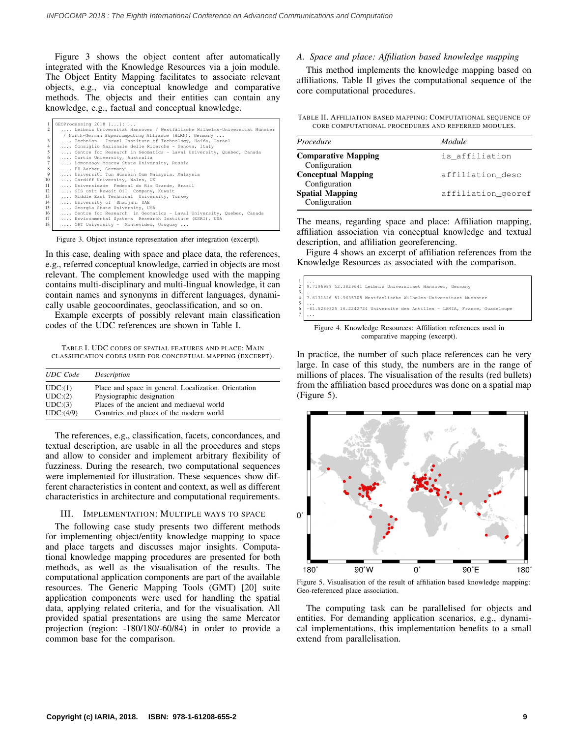Figure 3 shows the object content after automatically integrated with the Knowledge Resources via a join module. The Object Entity Mapping facilitates to associate relevant objects, e.g., via conceptual knowledge and comparative methods. The objects and their entities can contain any knowledge, e.g., factual and conceptual knowledge.

```
1  GEOProcessing 2018 [...]: ...
2    ..., Leibniz Universität Hannover / Westfälische Wilhelms-Universität Münster
     / North-German Supercomputing Alliance (HLRN), Germany ...
3    ..., Technion - Israel Institute of Technology, Haifa, Israel
4    ..., Consiglio Nazionale delle Ricerche - Genova, Italy
5    ..., Centre for Research in Geomatics - Laval University, Quebec, Canada
6    ..., Curtin University, Australia
7    ..., Lomonosov Moscow State University, Russia
8    ..., FH Aachen, Germany ...
9    ..., Universiti Tun Hussein Onn Malaysia, Malaysia
10   ..., Cardiff University, Wales, UK
11   ..., Universidade  Federal do Rio Grande, Brazil
12   ..., GIS unit Kuwait Oil  Company, Kuwait
13   ..., Middle East Technical  University, Turkey
14   ..., University of  Sharjah, UAE
15   ..., Georgia State University, USA
16   ..., Centre for Research  in Geomatics - Laval University, Quebec, Canada
17   ..., Environmental Systems  Research Institute (ESRI), USA
18   ..., ORT University -  Montevideo, Uruguay ...
```

Figure 3. Object instance representation after integration (excerpt).

In this case, dealing with space and place data, the references, e.g., referred conceptual knowledge, carried in objects are most relevant. The complement knowledge used with the mapping contains multi-disciplinary and multi-lingual knowledge, it can contain names and synonyms in different languages, dynamically usable geocoordinates, geoclassification, and so on.

Example excerpts of possibly relevant main classification codes of the UDC references are shown in Table I.

TABLE I. UDC CODES OF SPATIAL FEATURES AND PLACE: MAIN CLASSIFICATION CODES USED FOR CONCEPTUAL MAPPING (EXCERPT).

| *UDC Code* | *Description* |
|---|---|
| UDC:(1) | Place and space in general. Localization. Orientation |
| UDC:(2) | Physiographic designation |
| UDC:(3) | Places of the ancient and mediaeval world |
| UDC:(4/9) | Countries and places of the modern world |

The references, e.g., classification, facets, concordances, and textual description, are usable in all the procedures and steps and allow to consider and implement arbitrary flexibility of fuzziness. During the research, two computational sequences were implemented for illustration. These sequences show different characteristics in content and context, as well as different characteristics in architecture and computational requirements.

## III. IMPLEMENTATION: MULTIPLE WAYS TO SPACE

The following case study presents two different methods for implementing object/entity knowledge mapping to space and place targets and discusses major insights. Computational knowledge mapping procedures are presented for both methods, as well as the visualisation of the results. The computational application components are part of the available resources. The Generic Mapping Tools (GMT) [20] suite application components were used for handling the spatial data, applying related criteria, and for the visualisation. All provided spatial presentations are using the same Mercator projection (region: -180/180/-60/84) in order to provide a common base for the comparison.

### A. Space and place: Affiliation based knowledge mapping

This method implements the knowledge mapping based on affiliations. Table II gives the computational sequence of the core computational procedures.

TABLE II. AFFILIATION BASED MAPPING: COMPUTATIONAL SEQUENCE OF CORE COMPUTATIONAL PROCEDURES AND REFERRED MODULES.

| *Procedure* | *Module* |
|---|---|
| **Comparative Mapping** Configuration | `is_affiliation` |
| **Conceptual Mapping** Configuration | `affiliation_desc` |
| **Spatial Mapping** Configuration | `affiliation_georef` |

The means, regarding space and place: Affiliation mapping, affiliation association via conceptual knowledge and textual description, and affiliation georeferencing.

Figure 4 shows an excerpt of affiliation references from the Knowledge Resources as associated with the comparison.

```
1  ...
2  9.7196989 52.3829641 Leibniz Universitaet Hannover, Germany
3  ...
4  7.6131826 51.9635705 Westfaelische Wilhelms-Universitaet Muenster
5  ...
6  -61.5289325 16.2242724 Universite des Antilles - LAMIA, France, Guadeloupe
7  ...
```

Figure 4. Knowledge Resources: Affiliation references used in comparative mapping (excerpt).

In practice, the number of such place references can be very large. In case of this study, the numbers are in the range of millions of places. The visualisation of the results (red bullets) from the affiliation based procedures was done on a spatial map (Figure 5).

Figure 5. Visualisation of the result of affiliation based knowledge mapping: Geo-referenced place association.

The computing task can be parallelised for objects and entities. For demanding application scenarios, e.g., dynamical implementations, this implementation benefits to a small extend from parallelisation.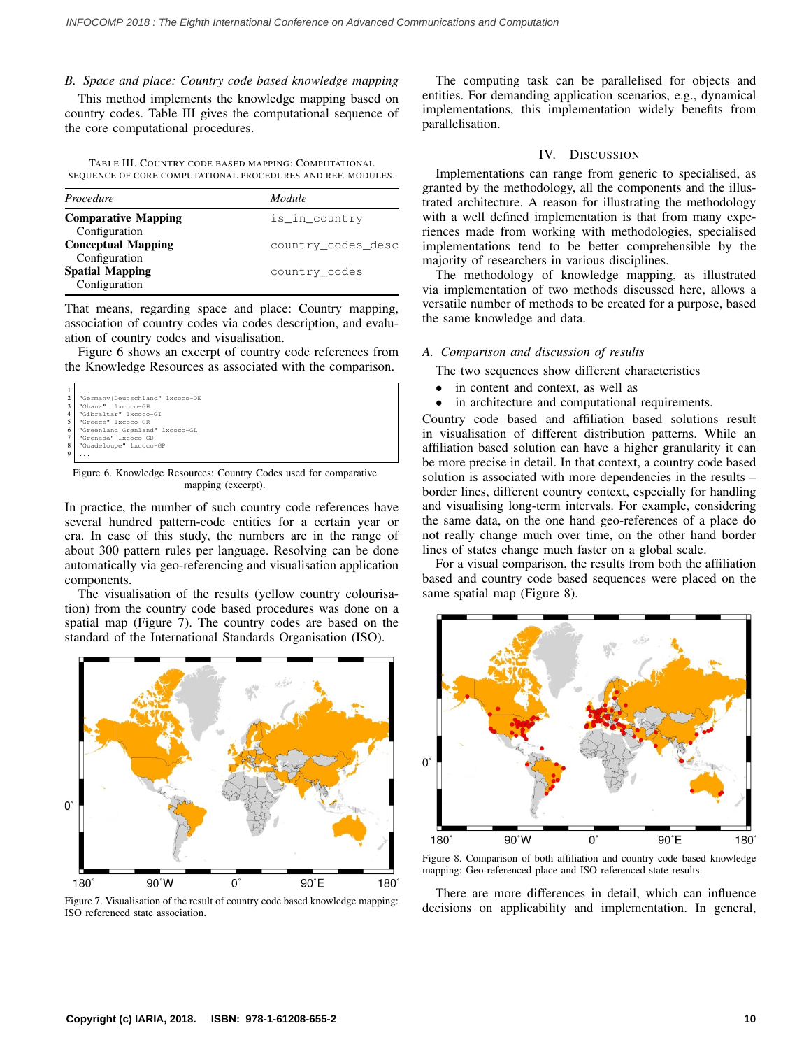### B. Space and place: Country code based knowledge mapping

This method implements the knowledge mapping based on country codes. Table III gives the computational sequence of the core computational procedures.

TABLE III. COUNTRY CODE BASED MAPPING: COMPUTATIONAL SEQUENCE OF CORE COMPUTATIONAL PROCEDURES AND REF. MODULES.

| *Procedure* | *Module* |
|---|---|
| **Comparative Mapping** Configuration | `is_in_country` |
| **Conceptual Mapping** Configuration | `country_codes_desc` |
| **Spatial Mapping** Configuration | `country_codes` |

That means, regarding space and place: Country mapping, association of country codes via codes description, and evaluation of country codes and visualisation.

Figure 6 shows an excerpt of country code references from the Knowledge Resources as associated with the comparison.

```
1 ...
2 "Germany|Deutschland" lxcoco-DE
3 "Ghana"  lxcoco-GH
4 "Gibraltar" lxcoco-GI
5 "Greece" lxcoco-GR
6 "Greenland|Grønland" lxcoco-GL
7 "Grenada" lxcoco-GD
8 "Guadeloupe" lxcoco-GP
9 ...
```

Figure 6. Knowledge Resources: Country Codes used for comparative mapping (excerpt).

In practice, the number of such country code references have several hundred pattern-code entities for a certain year or era. In case of this study, the numbers are in the range of about 300 pattern rules per language. Resolving can be done automatically via geo-referencing and visualisation application components.

The visualisation of the results (yellow country colourisation) from the country code based procedures was done on a spatial map (Figure 7). The country codes are based on the standard of the International Standards Organisation (ISO).

Figure 7. Visualisation of the result of country code based knowledge mapping: ISO referenced state association.

The computing task can be parallelised for objects and entities. For demanding application scenarios, e.g., dynamical implementations, this implementation widely benefits from parallelisation.

## IV. DISCUSSION

Implementations can range from generic to specialised, as granted by the methodology, all the components and the illustrated architecture. A reason for illustrating the methodology with a well defined implementation is that from many experiences made from working with methodologies, specialised implementations tend to be better comprehensible by the majority of researchers in various disciplines.

The methodology of knowledge mapping, as illustrated via implementation of two methods discussed here, allows a versatile number of methods to be created for a purpose, based the same knowledge and data.

### A. Comparison and discussion of results

The two sequences show different characteristics

- in content and context, as well as
- in architecture and computational requirements.

Country code based and affiliation based solutions result in visualisation of different distribution patterns. While an affiliation based solution can have a higher granularity it can be more precise in detail. In that context, a country code based solution is associated with more dependencies in the results – border lines, different country context, especially for handling and visualising long-term intervals. For example, considering the same data, on the one hand geo-references of a place do not really change much over time, on the other hand border lines of states change much faster on a global scale.

For a visual comparison, the results from both the affiliation based and country code based sequences were placed on the same spatial map (Figure 8).

Figure 8. Comparison of both affiliation and country code based knowledge mapping: Geo-referenced place and ISO referenced state results.

There are more differences in detail, which can influence decisions on applicability and implementation. In general,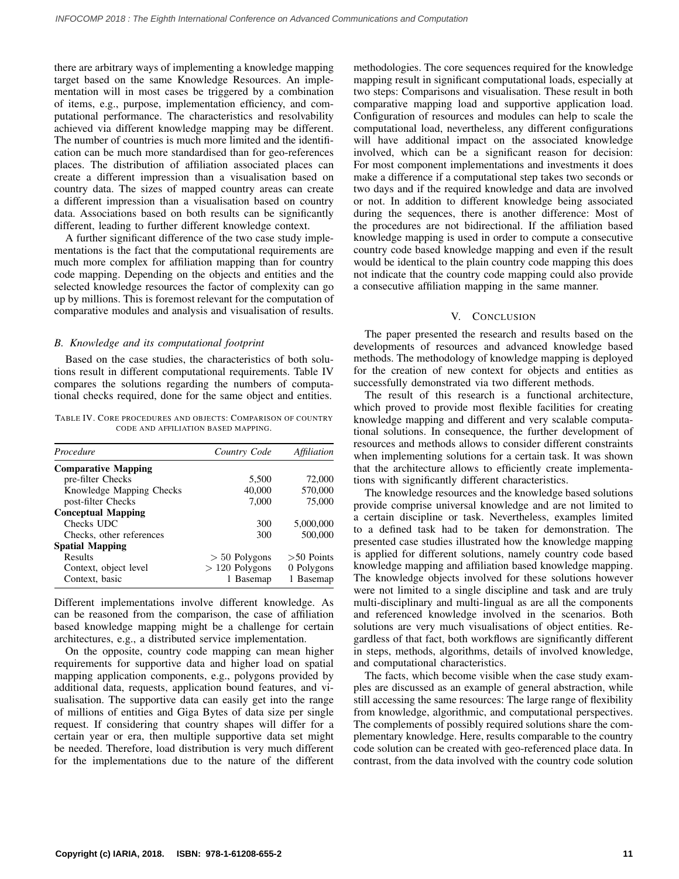there are arbitrary ways of implementing a knowledge mapping target based on the same Knowledge Resources. An implementation will in most cases be triggered by a combination of items, e.g., purpose, implementation efficiency, and computational performance. The characteristics and resolvability achieved via different knowledge mapping may be different. The number of countries is much more limited and the identification can be much more standardised than for geo-references places. The distribution of affiliation associated places can create a different impression than a visualisation based on country data. The sizes of mapped country areas can create a different impression than a visualisation based on country data. Associations based on both results can be significantly different, leading to further different knowledge context.

A further significant difference of the two case study implementations is the fact that the computational requirements are much more complex for affiliation mapping than for country code mapping. Depending on the objects and entities and the selected knowledge resources the factor of complexity can go up by millions. This is foremost relevant for the computation of comparative modules and analysis and visualisation of results.

### *B. Knowledge and its computational footprint*

Based on the case studies, the characteristics of both solutions result in different computational requirements. Table IV compares the solutions regarding the numbers of computational checks required, done for the same object and entities.

TABLE IV. CORE PROCEDURES AND OBJECTS: COMPARISON OF COUNTRY CODE AND AFFILIATION BASED MAPPING.

| *Procedure* | *Country Code* | *Affiliation* |
|---|---:|---:|
| **Comparative Mapping** | | |
| pre-filter Checks | 5,500 | 72,000 |
| Knowledge Mapping Checks | 40,000 | 570,000 |
| post-filter Checks | 7,000 | 75,000 |
| **Conceptual Mapping** | | |
| Checks UDC | 300 | 5,000,000 |
| Checks, other references | 300 | 500,000 |
| **Spatial Mapping** | | |
| Results | > 50 Polygons | >50 Points |
| Context, object level | > 120 Polygons | 0 Polygons |
| Context, basic | 1 Basemap | 1 Basemap |

Different implementations involve different knowledge. As can be reasoned from the comparison, the case of affiliation based knowledge mapping might be a challenge for certain architectures, e.g., a distributed service implementation.

On the opposite, country code mapping can mean higher requirements for supportive data and higher load on spatial mapping application components, e.g., polygons provided by additional data, requests, application bound features, and visualisation. The supportive data can easily get into the range of millions of entities and Giga Bytes of data size per single request. If considering that country shapes will differ for a certain year or era, then multiple supportive data set might be needed. Therefore, load distribution is very much different for the implementations due to the nature of the different methodologies. The core sequences required for the knowledge mapping result in significant computational loads, especially at two steps: Comparisons and visualisation. These result in both comparative mapping load and supportive application load. Configuration of resources and modules can help to scale the computational load, nevertheless, any different configurations will have additional impact on the associated knowledge involved, which can be a significant reason for decision: For most component implementations and investments it does make a difference if a computational step takes two seconds or two days and if the required knowledge and data are involved or not. In addition to different knowledge being associated during the sequences, there is another difference: Most of the procedures are not bidirectional. If the affiliation based knowledge mapping is used in order to compute a consecutive country code based knowledge mapping and even if the result would be identical to the plain country code mapping this does not indicate that the country code mapping could also provide a consecutive affiliation mapping in the same manner.

## V. CONCLUSION

The paper presented the research and results based on the developments of resources and advanced knowledge based methods. The methodology of knowledge mapping is deployed for the creation of new context for objects and entities as successfully demonstrated via two different methods.

The result of this research is a functional architecture, which proved to provide most flexible facilities for creating knowledge mapping and different and very scalable computational solutions. In consequence, the further development of resources and methods allows to consider different constraints when implementing solutions for a certain task. It was shown that the architecture allows to efficiently create implementations with significantly different characteristics.

The knowledge resources and the knowledge based solutions provide comprise universal knowledge and are not limited to a certain discipline or task. Nevertheless, examples limited to a defined task had to be taken for demonstration. The presented case studies illustrated how the knowledge mapping is applied for different solutions, namely country code based knowledge mapping and affiliation based knowledge mapping. The knowledge objects involved for these solutions however were not limited to a single discipline and task and are truly multi-disciplinary and multi-lingual as are all the components and referenced knowledge involved in the scenarios. Both solutions are very much visualisations of object entities. Regardless of that fact, both workflows are significantly different in steps, methods, algorithms, details of involved knowledge, and computational characteristics.

The facts, which become visible when the case study examples are discussed as an example of general abstraction, while still accessing the same resources: The large range of flexibility from knowledge, algorithmic, and computational perspectives. The complements of possibly required solutions share the complementary knowledge. Here, results comparable to the country code solution can be created with geo-referenced place data. In contrast, from the data involved with the country code solution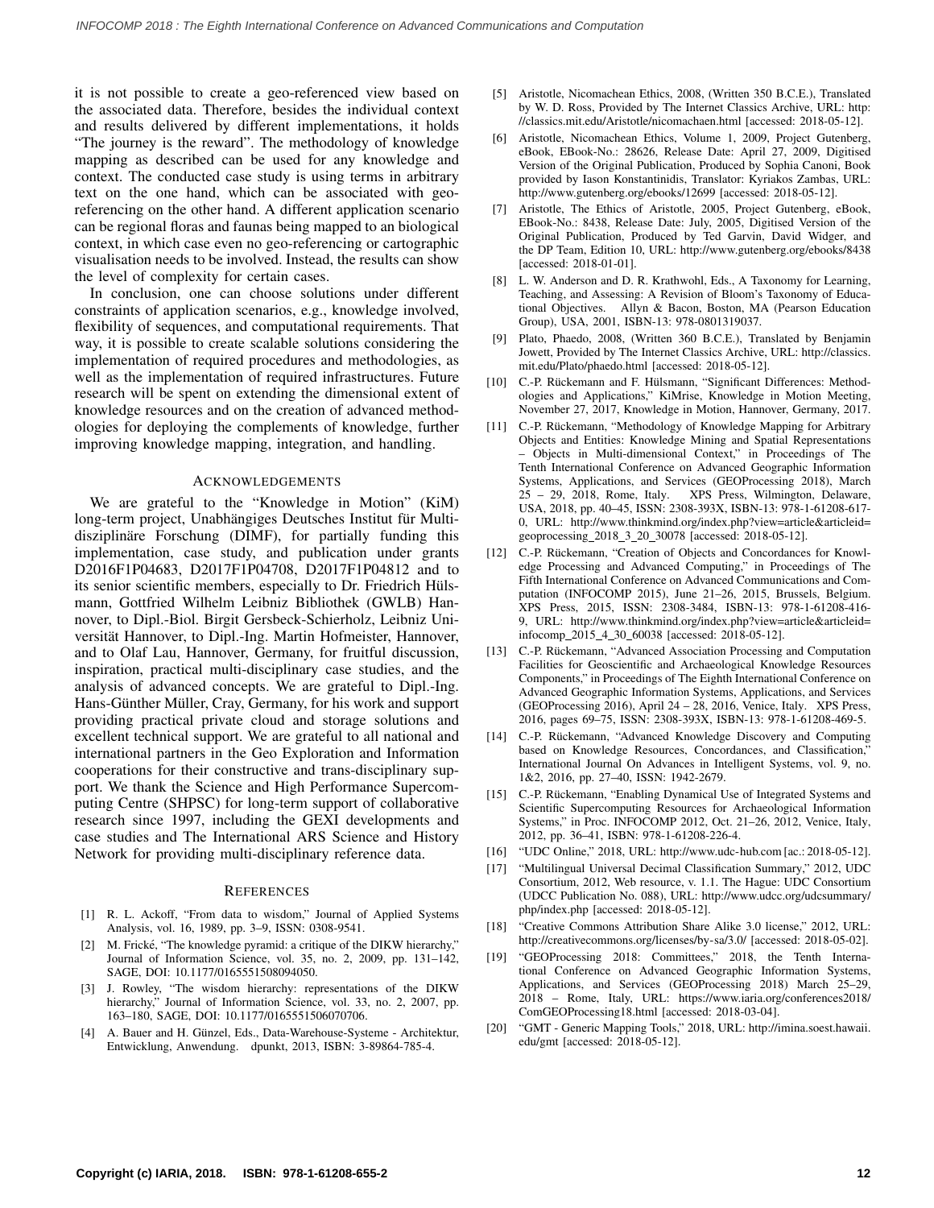it is not possible to create a geo-referenced view based on the associated data. Therefore, besides the individual context and results delivered by different implementations, it holds "The journey is the reward". The methodology of knowledge mapping as described can be used for any knowledge and context. The conducted case study is using terms in arbitrary text on the one hand, which can be associated with geo-referencing on the other hand. A different application scenario can be regional floras and faunas being mapped to an biological context, in which case even no geo-referencing or cartographic visualisation needs to be involved. Instead, the results can show the level of complexity for certain cases.

In conclusion, one can choose solutions under different constraints of application scenarios, e.g., knowledge involved, flexibility of sequences, and computational requirements. That way, it is possible to create scalable solutions considering the implementation of required procedures and methodologies, as well as the implementation of required infrastructures. Future research will be spent on extending the dimensional extent of knowledge resources and on the creation of advanced methodologies for deploying the complements of knowledge, further improving knowledge mapping, integration, and handling.

## Acknowledgements

We are grateful to the "Knowledge in Motion" (KiM) long-term project, Unabhängiges Deutsches Institut für Multidisziplinäre Forschung (DIMF), for partially funding this implementation, case study, and publication under grants D2016F1P04683, D2017F1P04708, D2017F1P04812 and to its senior scientific members, especially to Dr. Friedrich Hülsmann, Gottfried Wilhelm Leibniz Bibliothek (GWLB) Hannover, to Dipl.-Biol. Birgit Gersbeck-Schierholz, Leibniz Universität Hannover, to Dipl.-Ing. Martin Hofmeister, Hannover, and to Olaf Lau, Hannover, Germany, for fruitful discussion, inspiration, practical multi-disciplinary case studies, and the analysis of advanced concepts. We are grateful to Dipl.-Ing. Hans-Günther Müller, Cray, Germany, for his work and support providing practical private cloud and storage solutions and excellent technical support. We are grateful to all national and international partners in the Geo Exploration and Information cooperations for their constructive and trans-disciplinary support. We thank the Science and High Performance Supercomputing Centre (SHPSC) for long-term support of collaborative research since 1997, including the GEXI developments and case studies and The International ARS Science and History Network for providing multi-disciplinary reference data.

## References

[1] R. L. Ackoff, "From data to wisdom," Journal of Applied Systems Analysis, vol. 16, 1989, pp. 3–9, ISSN: 0308-9541.

[2] M. Frické, "The knowledge pyramid: a critique of the DIKW hierarchy," Journal of Information Science, vol. 35, no. 2, 2009, pp. 131–142, SAGE, DOI: 10.1177/0165551508094050.

[3] J. Rowley, "The wisdom hierarchy: representations of the DIKW hierarchy," Journal of Information Science, vol. 33, no. 2, 2007, pp. 163–180, SAGE, DOI: 10.1177/0165551506070706.

[4] A. Bauer and H. Günzel, Eds., Data-Warehouse-Systeme - Architektur, Entwicklung, Anwendung. dpunkt, 2013, ISBN: 3-89864-785-4.

[5] Aristotle, Nicomachean Ethics, 2008, (Written 350 B.C.E.), Translated by W. D. Ross, Provided by The Internet Classics Archive, URL: http://classics.mit.edu/Aristotle/nicomachaen.html [accessed: 2018-05-12].

[6] Aristotle, Nicomachean Ethics, Volume 1, 2009, Project Gutenberg, eBook, EBook-No.: 28626, Release Date: April 27, 2009, Digitised Version of the Original Publication, Produced by Sophia Canoni, Book provided by Iason Konstantinidis, Translator: Kyriakos Zambas, URL: http://www.gutenberg.org/ebooks/12699 [accessed: 2018-05-12].

[7] Aristotle, The Ethics of Aristotle, 2005, Project Gutenberg, eBook, EBook-No.: 8438, Release Date: July, 2005, Digitised Version of the Original Publication, Produced by Ted Garvin, David Widger, and the DP Team, Edition 10, URL: http://www.gutenberg.org/ebooks/8438 [accessed: 2018-01-01].

[8] L. W. Anderson and D. R. Krathwohl, Eds., A Taxonomy for Learning, Teaching, and Assessing: A Revision of Bloom's Taxonomy of Educational Objectives. Allyn & Bacon, Boston, MA (Pearson Education Group), USA, 2001, ISBN-13: 978-0801319037.

[9] Plato, Phaedo, 2008, (Written 360 B.C.E.), Translated by Benjamin Jowett, Provided by The Internet Classics Archive, URL: http://classics.mit.edu/Plato/phaedo.html [accessed: 2018-05-12].

[10] C.-P. Rückemann and F. Hülsmann, "Significant Differences: Methodologies and Applications," KiMrise, Knowledge in Motion Meeting, November 27, 2017, Knowledge in Motion, Hannover, Germany, 2017.

[11] C.-P. Rückemann, "Methodology of Knowledge Mapping for Arbitrary Objects and Entities: Knowledge Mining and Spatial Representations – Objects in Multi-dimensional Context," in Proceedings of The Tenth International Conference on Advanced Geographic Information Systems, Applications, and Services (GEOProcessing 2018), March 25 – 29, 2018, Rome, Italy. XPS Press, Wilmington, Delaware, USA, 2018, pp. 40–45, ISSN: 2308-393X, ISBN-13: 978-1-61208-617-0, URL: http://www.thinkmind.org/index.php?view=article&articleid=geoprocessing_2018_3_20_30078 [accessed: 2018-05-12].

[12] C.-P. Rückemann, "Creation of Objects and Concordances for Knowledge Processing and Advanced Computing," in Proceedings of The Fifth International Conference on Advanced Communications and Computation (INFOCOMP 2015), June 21–26, 2015, Brussels, Belgium. XPS Press, 2015, ISSN: 2308-3484, ISBN-13: 978-1-61208-416-9, URL: http://www.thinkmind.org/index.php?view=article&articleid=infocomp_2015_4_30_60038 [accessed: 2018-05-12].

[13] C.-P. Rückemann, "Advanced Association Processing and Computation Facilities for Geoscientific and Archaeological Knowledge Resources Components," in Proceedings of The Eighth International Conference on Advanced Geographic Information Systems, Applications, and Services (GEOProcessing 2016), April 24 – 28, 2016, Venice, Italy. XPS Press, 2016, pages 69–75, ISSN: 2308-393X, ISBN-13: 978-1-61208-469-5.

[14] C.-P. Rückemann, "Advanced Knowledge Discovery and Computing based on Knowledge Resources, Concordances, and Classification," International Journal On Advances in Intelligent Systems, vol. 9, no. 1&2, 2016, pp. 27–40, ISSN: 1942-2679.

[15] C.-P. Rückemann, "Enabling Dynamical Use of Integrated Systems and Scientific Supercomputing Resources for Archaeological Information Systems," in Proc. INFOCOMP 2012, Oct. 21–26, 2012, Venice, Italy, 2012, pp. 36–41, ISBN: 978-1-61208-226-4.

[16] "UDC Online," 2018, URL: http://www.udc-hub.com [ac.: 2018-05-12].

[17] "Multilingual Universal Decimal Classification Summary," 2012, UDC Consortium, 2012, Web resource, v. 1.1. The Hague: UDC Consortium (UDCC Publication No. 088), URL: http://www.udcc.org/udcsummary/php/index.php [accessed: 2018-05-12].

[18] "Creative Commons Attribution Share Alike 3.0 license," 2012, URL: http://creativecommons.org/licenses/by-sa/3.0/ [accessed: 2018-05-02].

[19] "GEOProcessing 2018: Committees," 2018, the Tenth International Conference on Advanced Geographic Information Systems, Applications, and Services (GEOProcessing 2018) March 25–29, 2018 – Rome, Italy, URL: https://www.iaria.org/conferences2018/ComGEOProcessing18.html [accessed: 2018-03-04].

[20] "GMT - Generic Mapping Tools," 2018, URL: http://imina.soest.hawaii.edu/gmt [accessed: 2018-05-12].